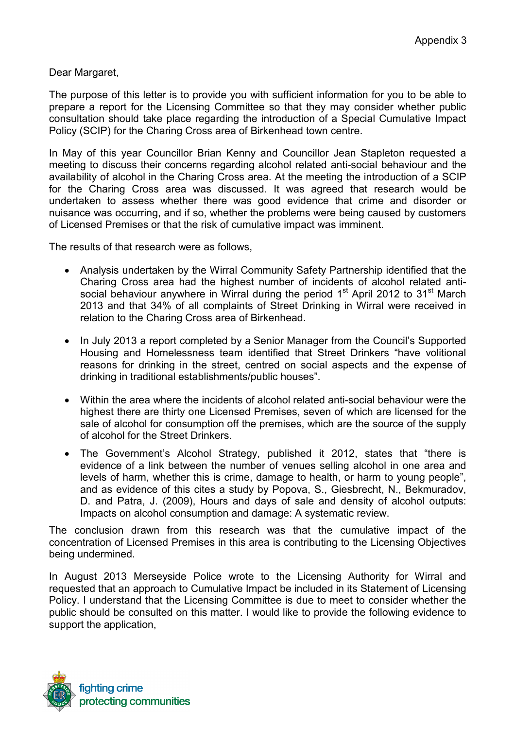Appendix 3

Dear Margaret,

The purpose of this letter is to provide you with sufficient information for you to be able to prepare a report for the Licensing Committee so that they may consider whether public consultation should take place regarding the introduction of a Special Cumulative Impact Policy (SCIP) for the Charing Cross area of Birkenhead town centre.

In May of this year Councillor Brian Kenny and Councillor Jean Stapleton requested a meeting to discuss their concerns regarding alcohol related anti-social behaviour and the availability of alcohol in the Charing Cross area. At the meeting the introduction of a SCIP for the Charing Cross area was discussed. It was agreed that research would be undertaken to assess whether there was good evidence that crime and disorder or nuisance was occurring, and if so, whether the problems were being caused by customers of Licensed Premises or that the risk of cumulative impact was imminent.

The results of that research were as follows,

- Analysis undertaken by the Wirral Community Safety Partnership identified that the Charing Cross area had the highest number of incidents of alcohol related anti-social behaviour anywhere in Wirral during the period 1st April 2012 to 31st March 2013 and that 34% of all complaints of Street Drinking in Wirral were received in relation to the Charing Cross area of Birkenhead.

- In July 2013 a report completed by a Senior Manager from the Council's Supported Housing and Homelessness team identified that Street Drinkers "have volitional reasons for drinking in the street, centred on social aspects and the expense of drinking in traditional establishments/public houses".

- Within the area where the incidents of alcohol related anti-social behaviour were the highest there are thirty one Licensed Premises, seven of which are licensed for the sale of alcohol for consumption off the premises, which are the source of the supply of alcohol for the Street Drinkers.

- The Government's Alcohol Strategy, published it 2012, states that "there is evidence of a link between the number of venues selling alcohol in one area and levels of harm, whether this is crime, damage to health, or harm to young people", and as evidence of this cites a study by Popova, S., Giesbrecht, N., Bekmuradov, D. and Patra, J. (2009), Hours and days of sale and density of alcohol outputs: Impacts on alcohol consumption and damage: A systematic review.

The conclusion drawn from this research was that the cumulative impact of the concentration of Licensed Premises in this area is contributing to the Licensing Objectives being undermined.

In August 2013 Merseyside Police wrote to the Licensing Authority for Wirral and requested that an approach to Cumulative Impact be included in its Statement of Licensing Policy. I understand that the Licensing Committee is due to meet to consider whether the public should be consulted on this matter. I would like to provide the following evidence to support the application,

fighting crime
protecting communities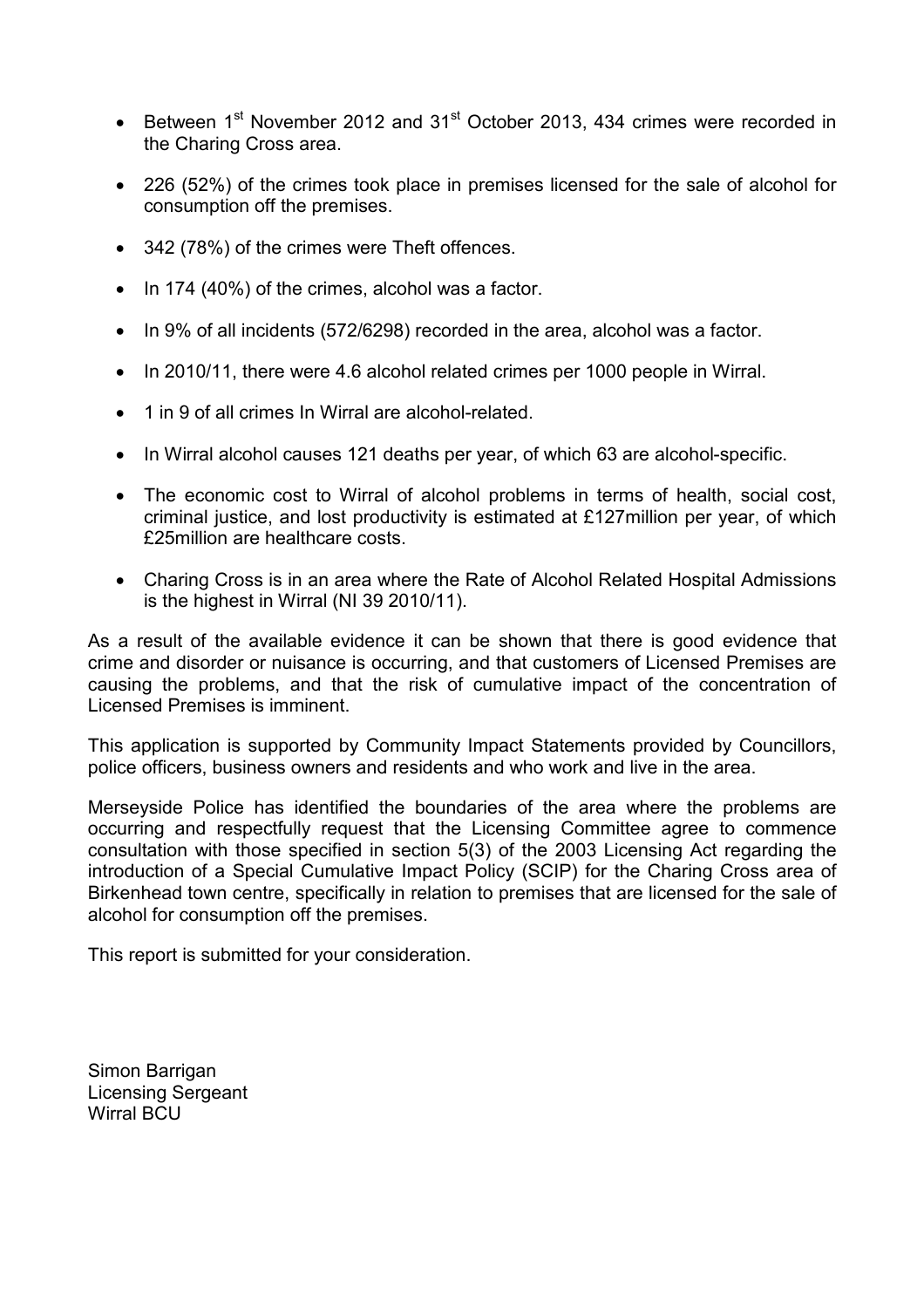- Between 1st November 2012 and 31st October 2013, 434 crimes were recorded in the Charing Cross area.

- 226 (52%) of the crimes took place in premises licensed for the sale of alcohol for consumption off the premises.

- 342 (78%) of the crimes were Theft offences.

- In 174 (40%) of the crimes, alcohol was a factor.

- In 9% of all incidents (572/6298) recorded in the area, alcohol was a factor.

- In 2010/11, there were 4.6 alcohol related crimes per 1000 people in Wirral.

- 1 in 9 of all crimes In Wirral are alcohol-related.

- In Wirral alcohol causes 121 deaths per year, of which 63 are alcohol-specific.

- The economic cost to Wirral of alcohol problems in terms of health, social cost, criminal justice, and lost productivity is estimated at £127million per year, of which £25million are healthcare costs.

- Charing Cross is in an area where the Rate of Alcohol Related Hospital Admissions is the highest in Wirral (NI 39 2010/11).

As a result of the available evidence it can be shown that there is good evidence that crime and disorder or nuisance is occurring, and that customers of Licensed Premises are causing the problems, and that the risk of cumulative impact of the concentration of Licensed Premises is imminent.

This application is supported by Community Impact Statements provided by Councillors, police officers, business owners and residents and who work and live in the area.

Merseyside Police has identified the boundaries of the area where the problems are occurring and respectfully request that the Licensing Committee agree to commence consultation with those specified in section 5(3) of the 2003 Licensing Act regarding the introduction of a Special Cumulative Impact Policy (SCIP) for the Charing Cross area of Birkenhead town centre, specifically in relation to premises that are licensed for the sale of alcohol for consumption off the premises.

This report is submitted for your consideration.

Simon Barrigan
Licensing Sergeant
Wirral BCU